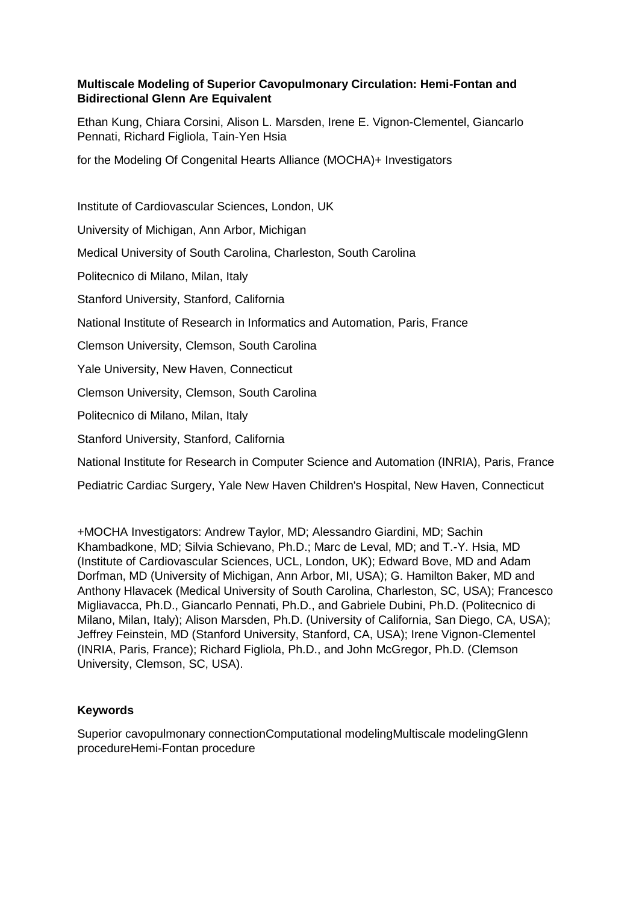**Multiscale Modeling of Superior Cavopulmonary Circulation: Hemi-Fontan and Bidirectional Glenn Are Equivalent**

Ethan Kung, Chiara Corsini, Alison L. Marsden, Irene E. Vignon-Clementel, Giancarlo Pennati, Richard Figliola, Tain-Yen Hsia

for the Modeling Of Congenital Hearts Alliance (MOCHA)+ Investigators

Institute of Cardiovascular Sciences, London, UK

University of Michigan, Ann Arbor, Michigan

Medical University of South Carolina, Charleston, South Carolina

Politecnico di Milano, Milan, Italy

Stanford University, Stanford, California

National Institute of Research in Informatics and Automation, Paris, France

Clemson University, Clemson, South Carolina

Yale University, New Haven, Connecticut

Clemson University, Clemson, South Carolina

Politecnico di Milano, Milan, Italy

Stanford University, Stanford, California

National Institute for Research in Computer Science and Automation (INRIA), Paris, France

Pediatric Cardiac Surgery, Yale New Haven Children's Hospital, New Haven, Connecticut

+MOCHA Investigators: Andrew Taylor, MD; Alessandro Giardini, MD; Sachin Khambadkone, MD; Silvia Schievano, Ph.D.; Marc de Leval, MD; and T.-Y. Hsia, MD (Institute of Cardiovascular Sciences, UCL, London, UK); Edward Bove, MD and Adam Dorfman, MD (University of Michigan, Ann Arbor, MI, USA); G. Hamilton Baker, MD and Anthony Hlavacek (Medical University of South Carolina, Charleston, SC, USA); Francesco Migliavacca, Ph.D., Giancarlo Pennati, Ph.D., and Gabriele Dubini, Ph.D. (Politecnico di Milano, Milan, Italy); Alison Marsden, Ph.D. (University of California, San Diego, CA, USA); Jeffrey Feinstein, MD (Stanford University, Stanford, CA, USA); Irene Vignon-Clementel (INRIA, Paris, France); Richard Figliola, Ph.D., and John McGregor, Ph.D. (Clemson University, Clemson, SC, USA).

## Keywords

Superior cavopulmonary connectionComputational modelingMultiscale modelingGlenn procedureHemi-Fontan procedure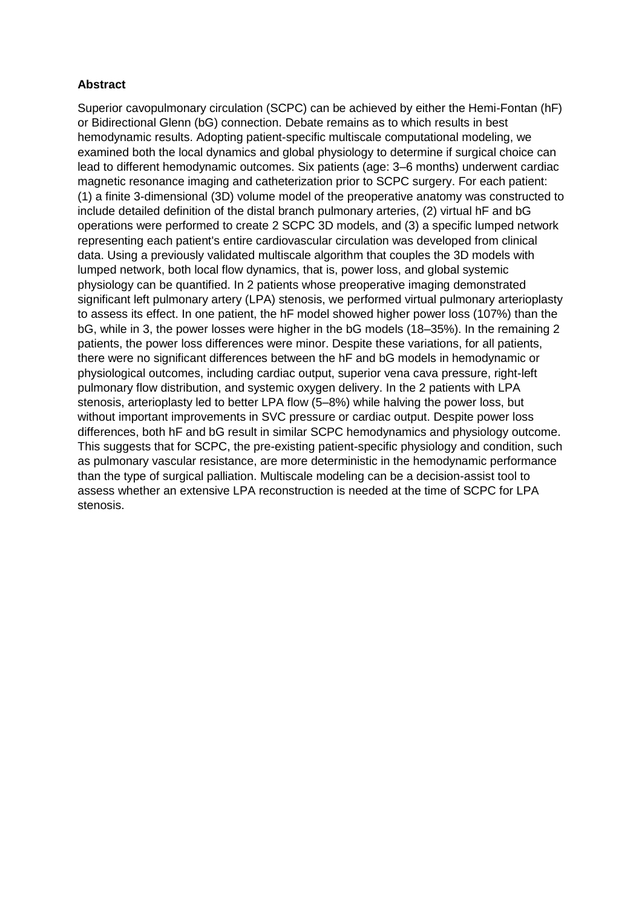**Abstract**

Superior cavopulmonary circulation (SCPC) can be achieved by either the Hemi-Fontan (hF) or Bidirectional Glenn (bG) connection. Debate remains as to which results in best hemodynamic results. Adopting patient-specific multiscale computational modeling, we examined both the local dynamics and global physiology to determine if surgical choice can lead to different hemodynamic outcomes. Six patients (age: 3–6 months) underwent cardiac magnetic resonance imaging and catheterization prior to SCPC surgery. For each patient: (1) a finite 3-dimensional (3D) volume model of the preoperative anatomy was constructed to include detailed definition of the distal branch pulmonary arteries, (2) virtual hF and bG operations were performed to create 2 SCPC 3D models, and (3) a specific lumped network representing each patient's entire cardiovascular circulation was developed from clinical data. Using a previously validated multiscale algorithm that couples the 3D models with lumped network, both local flow dynamics, that is, power loss, and global systemic physiology can be quantified. In 2 patients whose preoperative imaging demonstrated significant left pulmonary artery (LPA) stenosis, we performed virtual pulmonary arterioplasty to assess its effect. In one patient, the hF model showed higher power loss (107%) than the bG, while in 3, the power losses were higher in the bG models (18–35%). In the remaining 2 patients, the power loss differences were minor. Despite these variations, for all patients, there were no significant differences between the hF and bG models in hemodynamic or physiological outcomes, including cardiac output, superior vena cava pressure, right-left pulmonary flow distribution, and systemic oxygen delivery. In the 2 patients with LPA stenosis, arterioplasty led to better LPA flow (5–8%) while halving the power loss, but without important improvements in SVC pressure or cardiac output. Despite power loss differences, both hF and bG result in similar SCPC hemodynamics and physiology outcome. This suggests that for SCPC, the pre-existing patient-specific physiology and condition, such as pulmonary vascular resistance, are more deterministic in the hemodynamic performance than the type of surgical palliation. Multiscale modeling can be a decision-assist tool to assess whether an extensive LPA reconstruction is needed at the time of SCPC for LPA stenosis.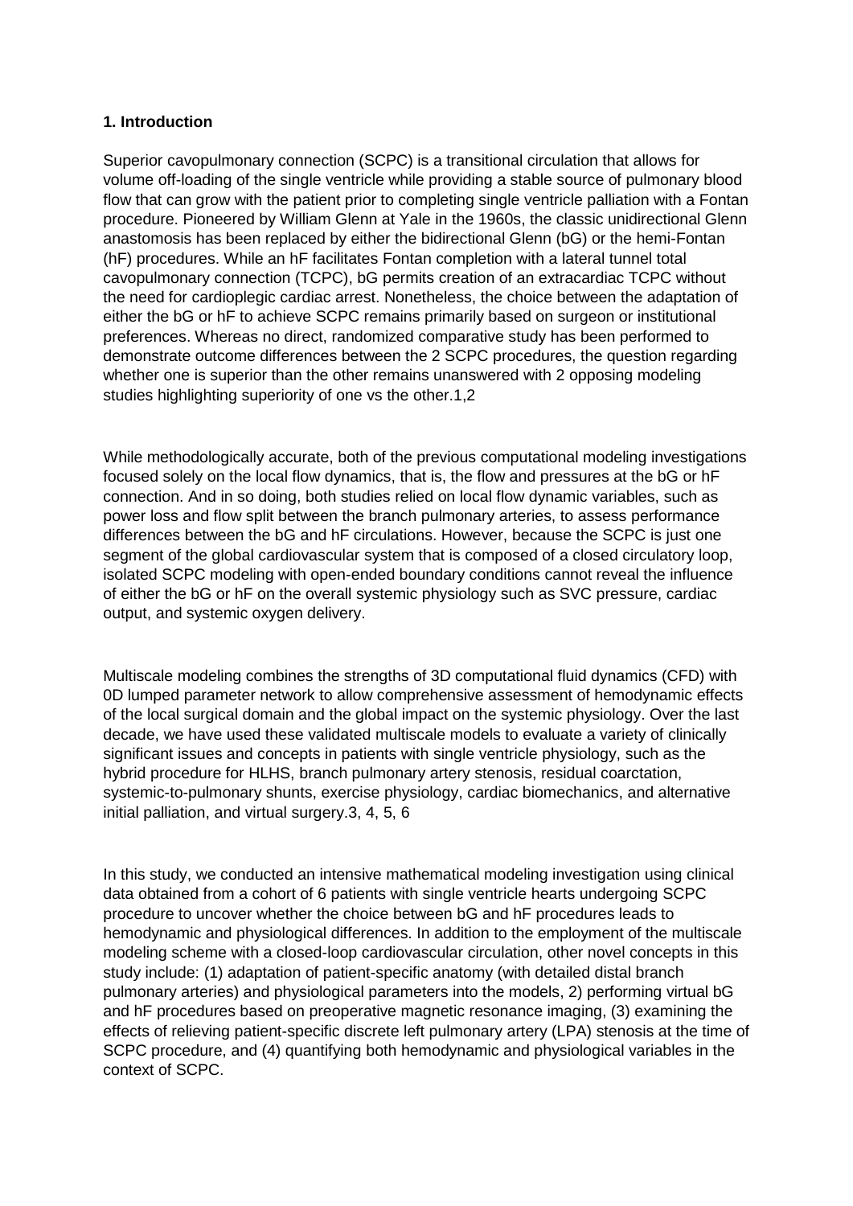### 1. Introduction

Superior cavopulmonary connection (SCPC) is a transitional circulation that allows for volume off-loading of the single ventricle while providing a stable source of pulmonary blood flow that can grow with the patient prior to completing single ventricle palliation with a Fontan procedure. Pioneered by William Glenn at Yale in the 1960s, the classic unidirectional Glenn anastomosis has been replaced by either the bidirectional Glenn (bG) or the hemi-Fontan (hF) procedures. While an hF facilitates Fontan completion with a lateral tunnel total cavopulmonary connection (TCPC), bG permits creation of an extracardiac TCPC without the need for cardioplegic cardiac arrest. Nonetheless, the choice between the adaptation of either the bG or hF to achieve SCPC remains primarily based on surgeon or institutional preferences. Whereas no direct, randomized comparative study has been performed to demonstrate outcome differences between the 2 SCPC procedures, the question regarding whether one is superior than the other remains unanswered with 2 opposing modeling studies highlighting superiority of one vs the other.[1,2]

While methodologically accurate, both of the previous computational modeling investigations focused solely on the local flow dynamics, that is, the flow and pressures at the bG or hF connection. And in so doing, both studies relied on local flow dynamic variables, such as power loss and flow split between the branch pulmonary arteries, to assess performance differences between the bG and hF circulations. However, because the SCPC is just one segment of the global cardiovascular system that is composed of a closed circulatory loop, isolated SCPC modeling with open-ended boundary conditions cannot reveal the influence of either the bG or hF on the overall systemic physiology such as SVC pressure, cardiac output, and systemic oxygen delivery.

Multiscale modeling combines the strengths of 3D computational fluid dynamics (CFD) with 0D lumped parameter network to allow comprehensive assessment of hemodynamic effects of the local surgical domain and the global impact on the systemic physiology. Over the last decade, we have used these validated multiscale models to evaluate a variety of clinically significant issues and concepts in patients with single ventricle physiology, such as the hybrid procedure for HLHS, branch pulmonary artery stenosis, residual coarctation, systemic-to-pulmonary shunts, exercise physiology, cardiac biomechanics, and alternative initial palliation, and virtual surgery.[3, 4, 5, 6]

In this study, we conducted an intensive mathematical modeling investigation using clinical data obtained from a cohort of 6 patients with single ventricle hearts undergoing SCPC procedure to uncover whether the choice between bG and hF procedures leads to hemodynamic and physiological differences. In addition to the employment of the multiscale modeling scheme with a closed-loop cardiovascular circulation, other novel concepts in this study include: (1) adaptation of patient-specific anatomy (with detailed distal branch pulmonary arteries) and physiological parameters into the models, 2) performing virtual bG and hF procedures based on preoperative magnetic resonance imaging, (3) examining the effects of relieving patient-specific discrete left pulmonary artery (LPA) stenosis at the time of SCPC procedure, and (4) quantifying both hemodynamic and physiological variables in the context of SCPC.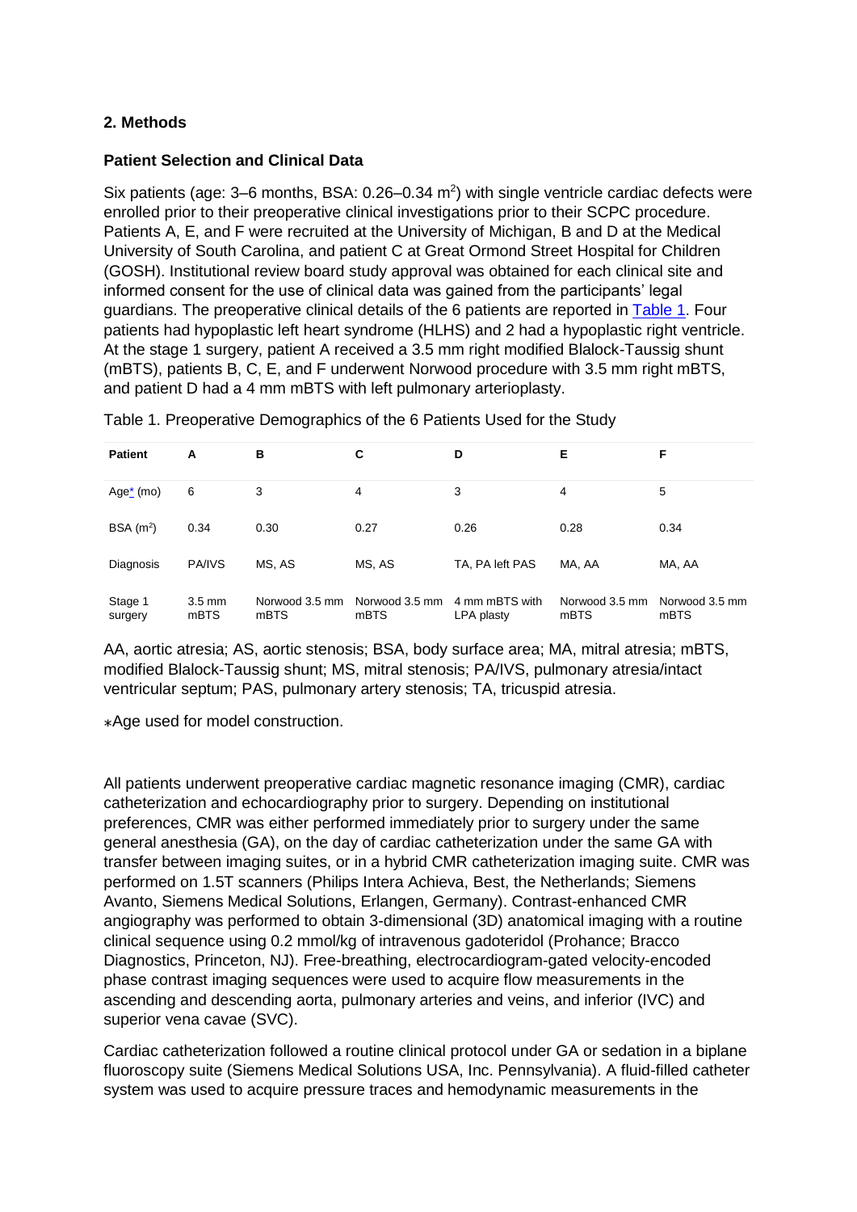## 2. Methods

### Patient Selection and Clinical Data

Six patients (age: 3–6 months, BSA: 0.26–0.34 $m^2$) with single ventricle cardiac defects were enrolled prior to their preoperative clinical investigations prior to their SCPC procedure. Patients A, E, and F were recruited at the University of Michigan, B and D at the Medical University of South Carolina, and patient C at Great Ormond Street Hospital for Children (GOSH). Institutional review board study approval was obtained for each clinical site and informed consent for the use of clinical data was gained from the participants' legal guardians. The preoperative clinical details of the 6 patients are reported in Table 1. Four patients had hypoplastic left heart syndrome (HLHS) and 2 had a hypoplastic right ventricle. At the stage 1 surgery, patient A received a 3.5 mm right modified Blalock-Taussig shunt (mBTS), patients B, C, E, and F underwent Norwood procedure with 3.5 mm right mBTS, and patient D had a 4 mm mBTS with left pulmonary arterioplasty.

Table 1. Preoperative Demographics of the 6 Patients Used for the Study

| Patient | A | B | C | D | E | F |
|---|---|---|---|---|---|---|
| Age* (mo) | 6 | 3 | 4 | 3 | 4 | 5 |
| BSA ($m^2$) | 0.34 | 0.30 | 0.27 | 0.26 | 0.28 | 0.34 |
| Diagnosis | PA/IVS | MS, AS | MS, AS | TA, PA left PAS | MA, AA | MA, AA |
| Stage 1 surgery | 3.5 mm mBTS | Norwood 3.5 mm mBTS | Norwood 3.5 mm mBTS | 4 mm mBTS with LPA plasty | Norwood 3.5 mm mBTS | Norwood 3.5 mm mBTS |

AA, aortic atresia; AS, aortic stenosis; BSA, body surface area; MA, mitral atresia; mBTS, modified Blalock-Taussig shunt; MS, mitral stenosis; PA/IVS, pulmonary atresia/intact ventricular septum; PAS, pulmonary artery stenosis; TA, tricuspid atresia.

*Age used for model construction.

All patients underwent preoperative cardiac magnetic resonance imaging (CMR), cardiac catheterization and echocardiography prior to surgery. Depending on institutional preferences, CMR was either performed immediately prior to surgery under the same general anesthesia (GA), on the day of cardiac catheterization under the same GA with transfer between imaging suites, or in a hybrid CMR catheterization imaging suite. CMR was performed on 1.5T scanners (Philips Intera Achieva, Best, the Netherlands; Siemens Avanto, Siemens Medical Solutions, Erlangen, Germany). Contrast-enhanced CMR angiography was performed to obtain 3-dimensional (3D) anatomical imaging with a routine clinical sequence using 0.2 mmol/kg of intravenous gadoteridol (Prohance; Bracco Diagnostics, Princeton, NJ). Free-breathing, electrocardiogram-gated velocity-encoded phase contrast imaging sequences were used to acquire flow measurements in the ascending and descending aorta, pulmonary arteries and veins, and inferior (IVC) and superior vena cavae (SVC).

Cardiac catheterization followed a routine clinical protocol under GA or sedation in a biplane fluoroscopy suite (Siemens Medical Solutions USA, Inc. Pennsylvania). A fluid-filled catheter system was used to acquire pressure traces and hemodynamic measurements in the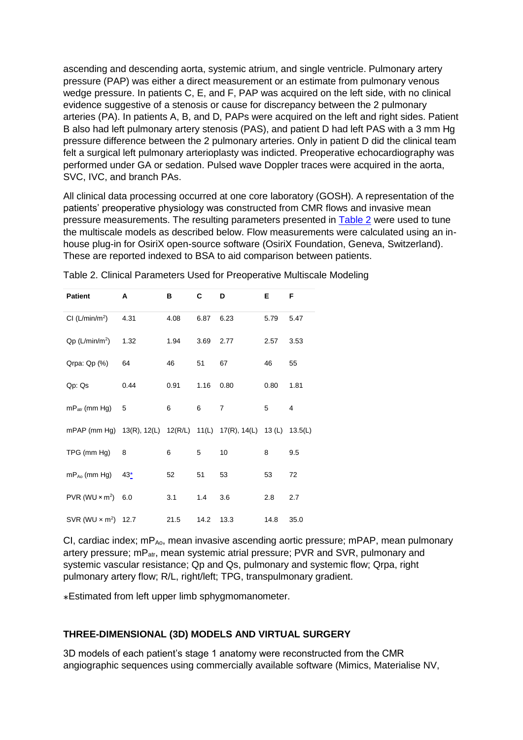ascending and descending aorta, systemic atrium, and single ventricle. Pulmonary artery pressure (PAP) was either a direct measurement or an estimate from pulmonary venous wedge pressure. In patients C, E, and F, PAP was acquired on the left side, with no clinical evidence suggestive of a stenosis or cause for discrepancy between the 2 pulmonary arteries (PA). In patients A, B, and D, PAPs were acquired on the left and right sides. Patient B also had left pulmonary artery stenosis (PAS), and patient D had left PAS with a 3 mm Hg pressure difference between the 2 pulmonary arteries. Only in patient D did the clinical team felt a surgical left pulmonary arterioplasty was indicted. Preoperative echocardiography was performed under GA or sedation. Pulsed wave Doppler traces were acquired in the aorta, SVC, IVC, and branch PAs.

All clinical data processing occurred at one core laboratory (GOSH). A representation of the patients' preoperative physiology was constructed from CMR flows and invasive mean pressure measurements. The resulting parameters presented in Table 2 were used to tune the multiscale models as described below. Flow measurements were calculated using an in-house plug-in for OsiriX open-source software (OsiriX Foundation, Geneva, Switzerland). These are reported indexed to BSA to aid comparison between patients.

Table 2. Clinical Parameters Used for Preoperative Multiscale Modeling

| Patient | A | B | C | D | E | F |
|---|---|---|---|---|---|---|
| CI (L/min/m$^2$) | 4.31 | 4.08 | 6.87 | 6.23 | 5.79 | 5.47 |
| Qp (L/min/m$^2$) | 1.32 | 1.94 | 3.69 | 2.77 | 2.57 | 3.53 |
| Qrpa: Qp (%) | 64 | 46 | 51 | 67 | 46 | 55 |
| Qp: Qs | 0.44 | 0.91 | 1.16 | 0.80 | 0.80 | 1.81 |
| $mP_{atr}$ (mm Hg) | 5 | 6 | 6 | 7 | 5 | 4 |
| mPAP (mm Hg) | 13(R), 12(L) | 12(R/L) | 11(L) | 17(R), 14(L) | 13 (L) | 13.5(L) |
| TPG (mm Hg) | 8 | 6 | 5 | 10 | 8 | 9.5 |
| $mP_{Ao}$ (mm Hg) | 43* | 52 | 51 | 53 | 53 | 72 |
| PVR (WU × m$^2$) | 6.0 | 3.1 | 1.4 | 3.6 | 2.8 | 2.7 |
| SVR (WU × m$^2$) | 12.7 | 21.5 | 14.2 | 13.3 | 14.8 | 35.0 |

CI, cardiac index; $mP_{Ao}$, mean invasive ascending aortic pressure; mPAP, mean pulmonary artery pressure; $mP_{atr}$, mean systemic atrial pressure; PVR and SVR, pulmonary and systemic vascular resistance; Qp and Qs, pulmonary and systemic flow; Qrpa, right pulmonary artery flow; R/L, right/left; TPG, transpulmonary gradient.

*Estimated from left upper limb sphygmomanometer.

## THREE-DIMENSIONAL (3D) MODELS AND VIRTUAL SURGERY

3D models of each patient's stage 1 anatomy were reconstructed from the CMR angiographic sequences using commercially available software (Mimics, Materialise NV,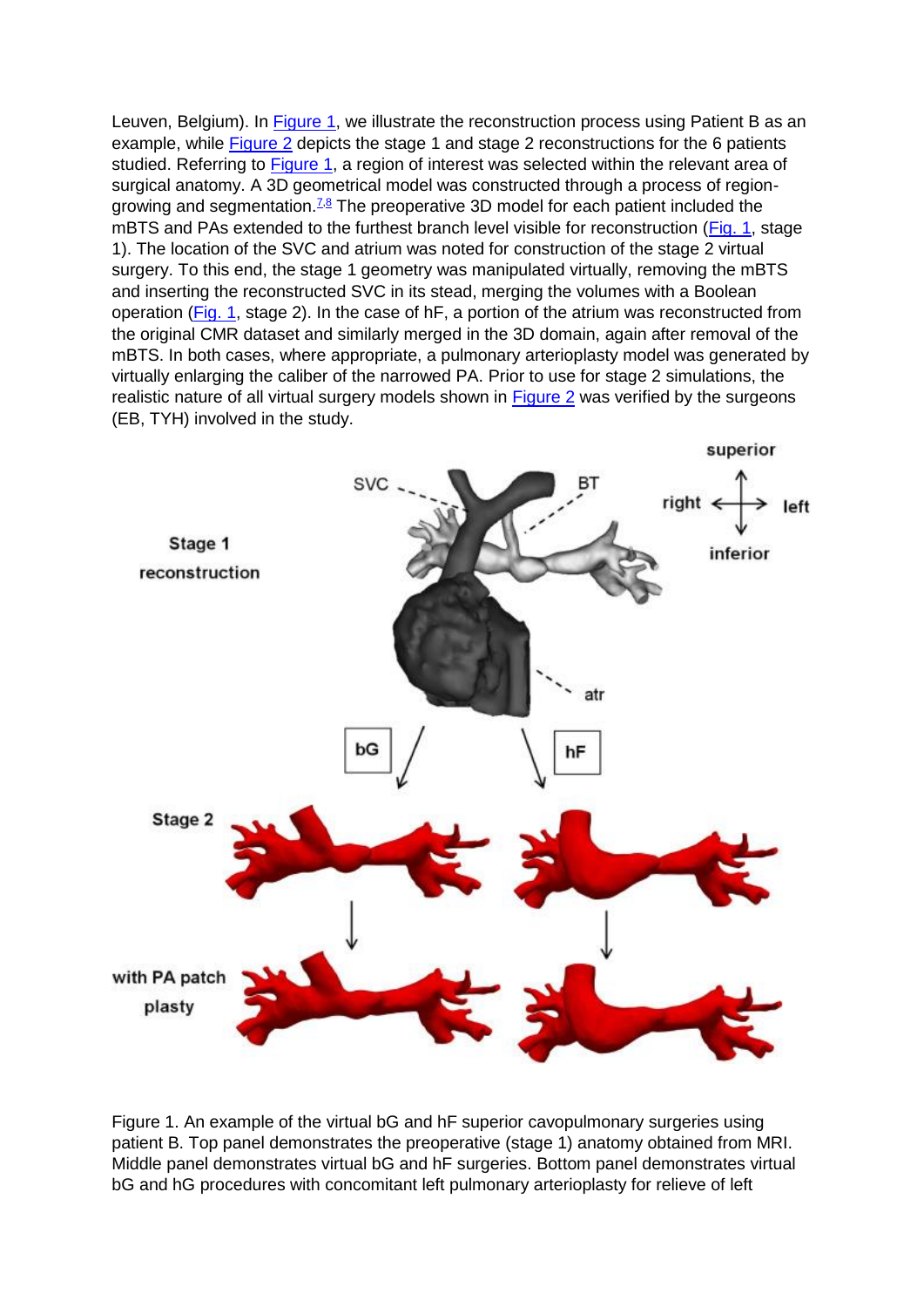Leuven, Belgium). In Figure 1, we illustrate the reconstruction process using Patient B as an example, while Figure 2 depicts the stage 1 and stage 2 reconstructions for the 6 patients studied. Referring to Figure 1, a region of interest was selected within the relevant area of surgical anatomy. A 3D geometrical model was constructed through a process of region-growing and segmentation.[7,8] The preoperative 3D model for each patient included the mBTS and PAs extended to the furthest branch level visible for reconstruction (Fig. 1, stage 1). The location of the SVC and atrium was noted for construction of the stage 2 virtual surgery. To this end, the stage 1 geometry was manipulated virtually, removing the mBTS and inserting the reconstructed SVC in its stead, merging the volumes with a Boolean operation (Fig. 1, stage 2). In the case of hF, a portion of the atrium was reconstructed from the original CMR dataset and similarly merged in the 3D domain, again after removal of the mBTS. In both cases, where appropriate, a pulmonary arterioplasty model was generated by virtually enlarging the caliber of the narrowed PA. Prior to use for stage 2 simulations, the realistic nature of all virtual surgery models shown in Figure 2 was verified by the surgeons (EB, TYH) involved in the study.

Figure 1. An example of the virtual bG and hF superior cavopulmonary surgeries using patient B. Top panel demonstrates the preoperative (stage 1) anatomy obtained from MRI. Middle panel demonstrates virtual bG and hF surgeries. Bottom panel demonstrates virtual bG and hG procedures with concomitant left pulmonary arterioplasty for relieve of left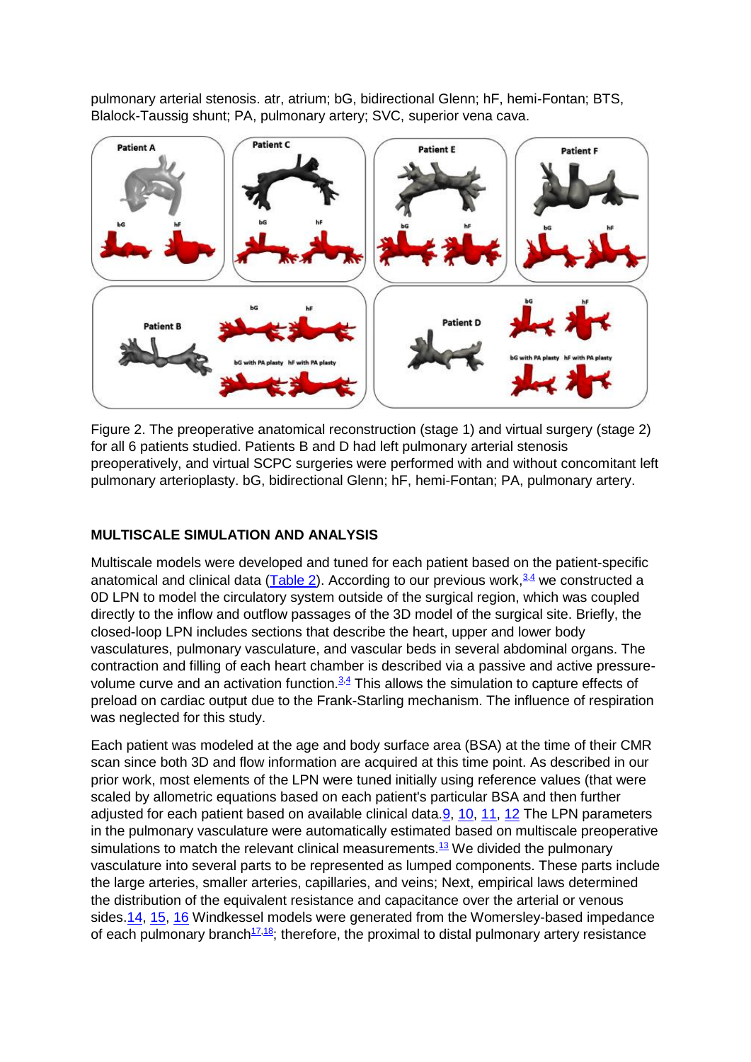pulmonary arterial stenosis. atr, atrium; bG, bidirectional Glenn; hF, hemi-Fontan; BTS, Blalock-Taussig shunt; PA, pulmonary artery; SVC, superior vena cava.

Figure 2. The preoperative anatomical reconstruction (stage 1) and virtual surgery (stage 2) for all 6 patients studied. Patients B and D had left pulmonary arterial stenosis preoperatively, and virtual SCPC surgeries were performed with and without concomitant left pulmonary arterioplasty. bG, bidirectional Glenn; hF, hemi-Fontan; PA, pulmonary artery.

## MULTISCALE SIMULATION AND ANALYSIS

Multiscale models were developed and tuned for each patient based on the patient-specific anatomical and clinical data (Table 2). According to our previous work,[3,4] we constructed a 0D LPN to model the circulatory system outside of the surgical region, which was coupled directly to the inflow and outflow passages of the 3D model of the surgical site. Briefly, the closed-loop LPN includes sections that describe the heart, upper and lower body vasculatures, pulmonary vasculature, and vascular beds in several abdominal organs. The contraction and filling of each heart chamber is described via a passive and active pressure-volume curve and an activation function.[3,4] This allows the simulation to capture effects of preload on cardiac output due to the Frank-Starling mechanism. The influence of respiration was neglected for this study.

Each patient was modeled at the age and body surface area (BSA) at the time of their CMR scan since both 3D and flow information are acquired at this time point. As described in our prior work, most elements of the LPN were tuned initially using reference values (that were scaled by allometric equations based on each patient's particular BSA and then further adjusted for each patient based on available clinical data.[9, 10, 11, 12] The LPN parameters in the pulmonary vasculature were automatically estimated based on multiscale preoperative simulations to match the relevant clinical measurements.[13] We divided the pulmonary vasculature into several parts to be represented as lumped components. These parts include the large arteries, smaller arteries, capillaries, and veins; Next, empirical laws determined the distribution of the equivalent resistance and capacitance over the arterial or venous sides.[14, 15, 16] Windkessel models were generated from the Womersley-based impedance of each pulmonary branch[17,18]; therefore, the proximal to distal pulmonary artery resistance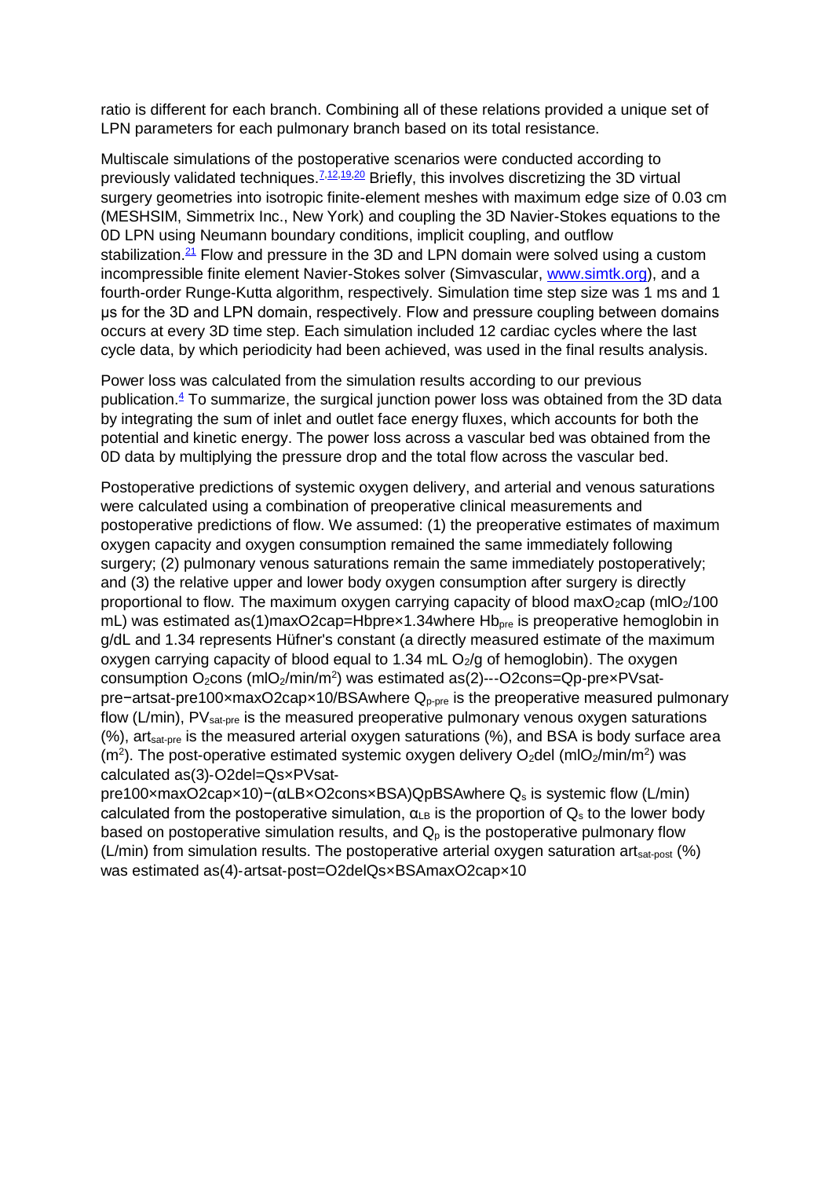ratio is different for each branch. Combining all of these relations provided a unique set of LPN parameters for each pulmonary branch based on its total resistance.

Multiscale simulations of the postoperative scenarios were conducted according to previously validated techniques.[7,12,19,20] Briefly, this involves discretizing the 3D virtual surgery geometries into isotropic finite-element meshes with maximum edge size of 0.03 cm (MESHSIM, Simmetrix Inc., New York) and coupling the 3D Navier-Stokes equations to the 0D LPN using Neumann boundary conditions, implicit coupling, and outflow stabilization.[21] Flow and pressure in the 3D and LPN domain were solved using a custom incompressible finite element Navier-Stokes solver (Simvascular, www.simtk.org), and a fourth-order Runge-Kutta algorithm, respectively. Simulation time step size was 1 ms and 1 μs for the 3D and LPN domain, respectively. Flow and pressure coupling between domains occurs at every 3D time step. Each simulation included 12 cardiac cycles where the last cycle data, by which periodicity had been achieved, was used in the final results analysis.

Power loss was calculated from the simulation results according to our previous publication.[4] To summarize, the surgical junction power loss was obtained from the 3D data by integrating the sum of inlet and outlet face energy fluxes, which accounts for both the potential and kinetic energy. The power loss across a vascular bed was obtained from the 0D data by multiplying the pressure drop and the total flow across the vascular bed.

Postoperative predictions of systemic oxygen delivery, and arterial and venous saturations were calculated using a combination of preoperative clinical measurements and postoperative predictions of flow. We assumed: (1) the preoperative estimates of maximum oxygen capacity and oxygen consumption remained the same immediately following surgery; (2) pulmonary venous saturations remain the same immediately postoperatively; and (3) the relative upper and lower body oxygen consumption after surgery is directly proportional to flow. The maximum oxygen carrying capacity of blood $maxO_2cap$ ($mlO_2$/100 mL) was estimated as

$$maxO_2cap = Hb_{pre} \times 1.34 \quad (1)$$

where $Hb_{pre}$ is preoperative hemoglobin in g/dL and 1.34 represents Hüfner's constant (a directly measured estimate of the maximum oxygen carrying capacity of blood equal to 1.34 mL $O_2$/g of hemoglobin). The oxygen consumption $O_2cons$ ($mlO_2/min/m^2$) was estimated as

$$O_2cons = \frac{Q_{p\text{-}pre} \times \frac{PV_{sat\text{-}pre} - art_{sat\text{-}pre}}{100} \times maxO_2cap \times 10}{BSA} \quad (2)$$

where $Q_{p\text{-}pre}$ is the preoperative measured pulmonary flow (L/min), $PV_{sat\text{-}pre}$ is the measured preoperative pulmonary venous oxygen saturations (%), $art_{sat\text{-}pre}$ is the measured arterial oxygen saturations (%), and BSA is body surface area ($m^2$). The post-operative estimated systemic oxygen delivery $O_2del$ ($mlO_2/min/m^2$) was calculated as

$$O_2del = \frac{Q_s \times \left(\frac{PV_{sat\text{-}pre}}{100} \times maxO_2cap \times 10\right) - \left(\alpha_{LB} \times O_2cons \times BSA\right)}{Q_p} \cdot \frac{Q_p}{BSA} \quad (3)$$

where $Q_s$ is systemic flow (L/min) calculated from the postoperative simulation, $\alpha_{LB}$ is the proportion of $Q_s$ to the lower body based on postoperative simulation results, and $Q_p$ is the postoperative pulmonary flow (L/min) from simulation results. The postoperative arterial oxygen saturation $art_{sat\text{-}post}$ (%) was estimated as

$$art_{sat\text{-}post} = \frac{O_2del}{\frac{Q_s}{BSA} \times maxO_2cap \times 10} \quad (4)$$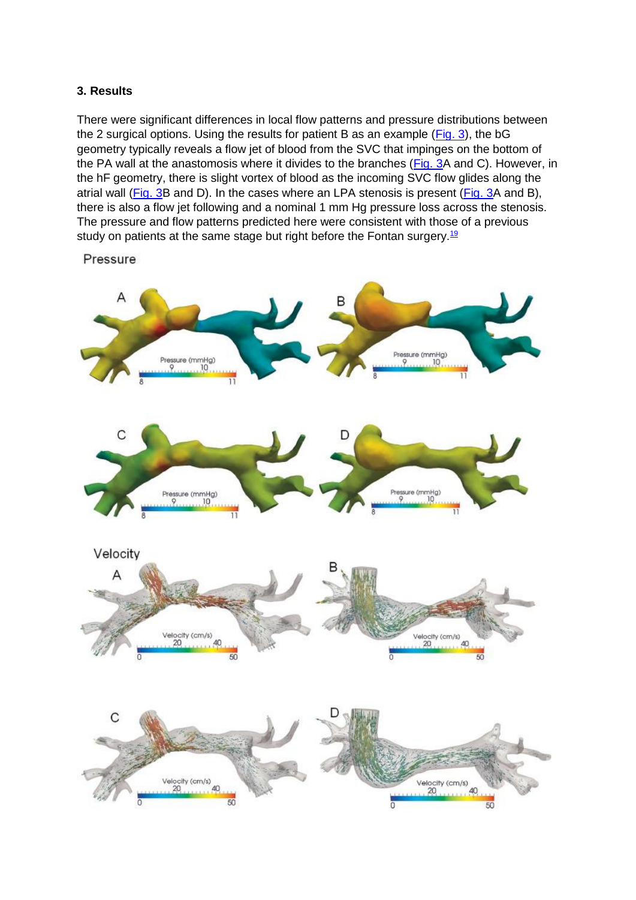### 3. Results

There were significant differences in local flow patterns and pressure distributions between the 2 surgical options. Using the results for patient B as an example (Fig. 3), the bG geometry typically reveals a flow jet of blood from the SVC that impinges on the bottom of the PA wall at the anastomosis where it divides to the branches (Fig. 3A and C). However, in the hF geometry, there is slight vortex of blood as the incoming SVC flow glides along the atrial wall (Fig. 3B and D). In the cases where an LPA stenosis is present (Fig. 3A and B), there is also a flow jet following and a nominal 1 mm Hg pressure loss across the stenosis. The pressure and flow patterns predicted here were consistent with those of a previous study on patients at the same stage but right before the Fontan surgery.[19]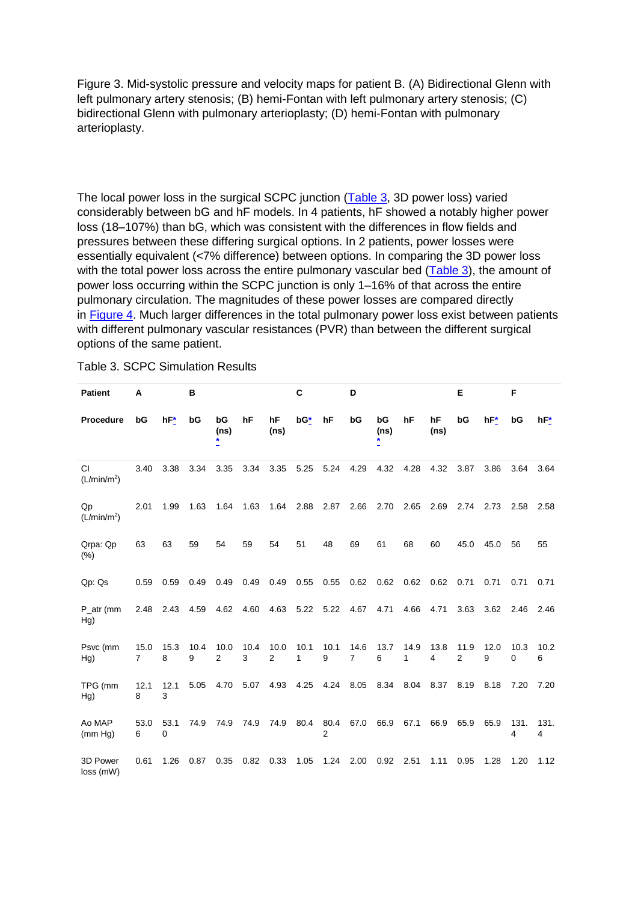Figure 3. Mid-systolic pressure and velocity maps for patient B. (A) Bidirectional Glenn with left pulmonary artery stenosis; (B) hemi-Fontan with left pulmonary artery stenosis; (C) bidirectional Glenn with pulmonary arterioplasty; (D) hemi-Fontan with pulmonary arterioplasty.

The local power loss in the surgical SCPC junction (Table 3, 3D power loss) varied considerably between bG and hF models. In 4 patients, hF showed a notably higher power loss (18–107%) than bG, which was consistent with the differences in flow fields and pressures between these differing surgical options. In 2 patients, power losses were essentially equivalent (<7% difference) between options. In comparing the 3D power loss with the total power loss across the entire pulmonary vascular bed (Table 3), the amount of power loss occurring within the SCPC junction is only 1–16% of that across the entire pulmonary circulation. The magnitudes of these power losses are compared directly in Figure 4. Much larger differences in the total pulmonary power loss exist between patients with different pulmonary vascular resistances (PVR) than between the different surgical options of the same patient.

Table 3. SCPC Simulation Results

| Patient | A | | B | | | | C | | D | | | | E | | F | |
|---|---|---|---|---|---|---|---|---|---|---|---|---|---|---|---|---|
| Procedure | bG | hF* | bG | bG (ns)* | hF | hF (ns) | bG* | hF | bG | bG (ns)* | hF | hF (ns) | bG | hF* | bG | hF* |
| CI (L/min/m²) | 3.40 | 3.38 | 3.34 | 3.35 | 3.34 | 3.35 | 5.25 | 5.24 | 4.29 | 4.32 | 4.28 | 4.32 | 3.87 | 3.86 | 3.64 | 3.64 |
| Qp (L/min/m²) | 2.01 | 1.99 | 1.63 | 1.64 | 1.63 | 1.64 | 2.88 | 2.87 | 2.66 | 2.70 | 2.65 | 2.69 | 2.74 | 2.73 | 2.58 | 2.58 |
| Qrpa: Qp (%) | 63 | 63 | 59 | 54 | 59 | 54 | 51 | 48 | 69 | 61 | 68 | 60 | 45.0 | 45.0 | 56 | 55 |
| Qp: Qs | 0.59 | 0.59 | 0.49 | 0.49 | 0.49 | 0.49 | 0.55 | 0.55 | 0.62 | 0.62 | 0.62 | 0.62 | 0.71 | 0.71 | 0.71 | 0.71 |
| P_atr (mm Hg) | 2.48 | 2.43 | 4.59 | 4.62 | 4.60 | 4.63 | 5.22 | 5.22 | 4.67 | 4.71 | 4.66 | 4.71 | 3.63 | 3.62 | 2.46 | 2.46 |
| Psvc (mm Hg) | 15.07 | 15.38 | 10.49 | 10.02 | 10.43 | 10.02 | 10.11 | 10.19 | 14.67 | 13.76 | 14.91 | 13.84 | 11.92 | 12.09 | 10.30 | 10.26 |
| TPG (mm Hg) | 12.18 | 12.13 | 5.05 | 4.70 | 5.07 | 4.93 | 4.25 | 4.24 | 8.05 | 8.34 | 8.04 | 8.37 | 8.19 | 8.18 | 7.20 | 7.20 |
| Ao MAP (mm Hg) | 53.06 | 53.10 | 74.9 | 74.9 | 74.9 | 74.9 | 80.4 | 80.42 | 67.0 | 66.9 | 67.1 | 66.9 | 65.9 | 65.9 | 131.4 | 131.4 |
| 3D Power loss (mW) | 0.61 | 1.26 | 0.87 | 0.35 | 0.82 | 0.33 | 1.05 | 1.24 | 2.00 | 0.92 | 2.51 | 1.11 | 0.95 | 1.28 | 1.20 | 1.12 |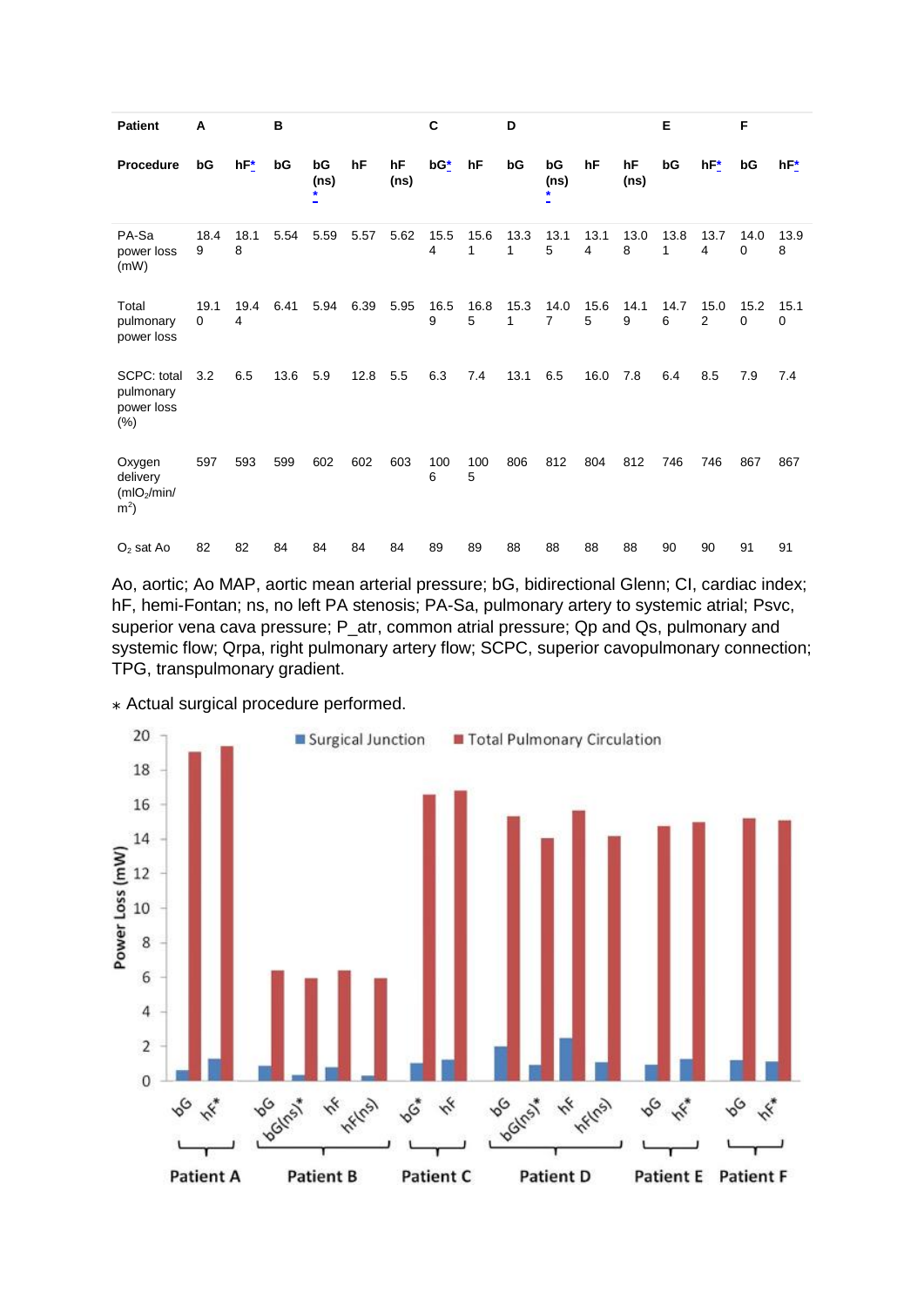| Patient | A | | B | | | | C | | D | | | | E | | F | |
|---|---|---|---|---|---|---|---|---|---|---|---|---|---|---|---|---|
| Procedure | bG | hF* | bG | bG (ns) * | hF | hF (ns) | bG* | hF | bG | bG (ns) * | hF | hF (ns) | bG | hF* | bG | hF* |
| PA-Sa power loss (mW) | 18.49 | 18.18 | 5.54 | 5.59 | 5.57 | 5.62 | 15.54 | 15.61 | 13.31 | 13.15 | 13.14 | 13.08 | 13.81 | 13.74 | 14.00 | 13.98 |
| Total pulmonary power loss | 19.10 | 19.44 | 6.41 | 5.94 | 6.39 | 5.95 | 16.59 | 16.85 | 15.31 | 14.07 | 15.65 | 14.19 | 14.76 | 15.02 | 15.20 | 15.10 |
| SCPC: total pulmonary power loss (%) | 3.2 | 6.5 | 13.6 | 5.9 | 12.8 | 5.5 | 6.3 | 7.4 | 13.1 | 6.5 | 16.0 | 7.8 | 6.4 | 8.5 | 7.9 | 7.4 |
| Oxygen delivery ($mlO_2/min/m^2$) | 597 | 593 | 599 | 602 | 602 | 603 | 1006 | 1005 | 806 | 812 | 804 | 812 | 746 | 746 | 867 | 867 |
| $O_2$ sat Ao | 82 | 82 | 84 | 84 | 84 | 84 | 89 | 89 | 88 | 88 | 88 | 88 | 90 | 90 | 91 | 91 |

Ao, aortic; Ao MAP, aortic mean arterial pressure; bG, bidirectional Glenn; CI, cardiac index; hF, hemi-Fontan; ns, no left PA stenosis; PA-Sa, pulmonary artery to systemic atrial; Psvc, superior vena cava pressure; P_atr, common atrial pressure; Qp and Qs, pulmonary and systemic flow; Qrpa, right pulmonary artery flow; SCPC, superior cavopulmonary connection; TPG, transpulmonary gradient.

* Actual surgical procedure performed.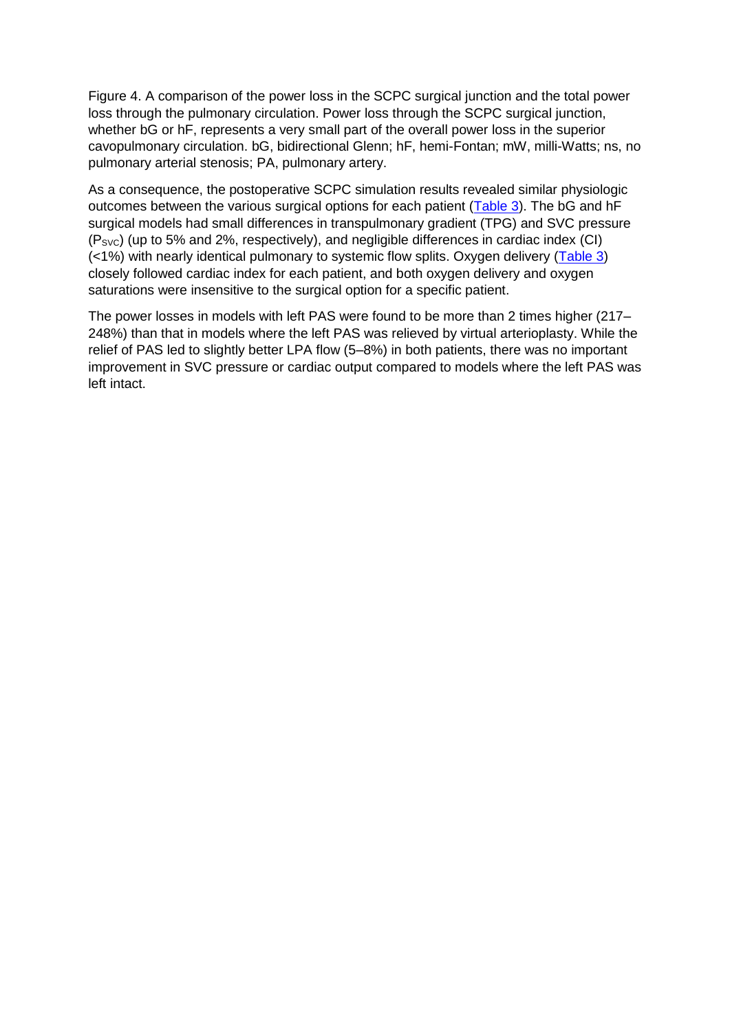Figure 4. A comparison of the power loss in the SCPC surgical junction and the total power loss through the pulmonary circulation. Power loss through the SCPC surgical junction, whether bG or hF, represents a very small part of the overall power loss in the superior cavopulmonary circulation. bG, bidirectional Glenn; hF, hemi-Fontan; mW, milli-Watts; ns, no pulmonary arterial stenosis; PA, pulmonary artery.

As a consequence, the postoperative SCPC simulation results revealed similar physiologic outcomes between the various surgical options for each patient (Table 3). The bG and hF surgical models had small differences in transpulmonary gradient (TPG) and SVC pressure ($P_{SVC}$) (up to 5% and 2%, respectively), and negligible differences in cardiac index (CI) (<1%) with nearly identical pulmonary to systemic flow splits. Oxygen delivery (Table 3) closely followed cardiac index for each patient, and both oxygen delivery and oxygen saturations were insensitive to the surgical option for a specific patient.

The power losses in models with left PAS were found to be more than 2 times higher (217–248%) than that in models where the left PAS was relieved by virtual arterioplasty. While the relief of PAS led to slightly better LPA flow (5–8%) in both patients, there was no important improvement in SVC pressure or cardiac output compared to models where the left PAS was left intact.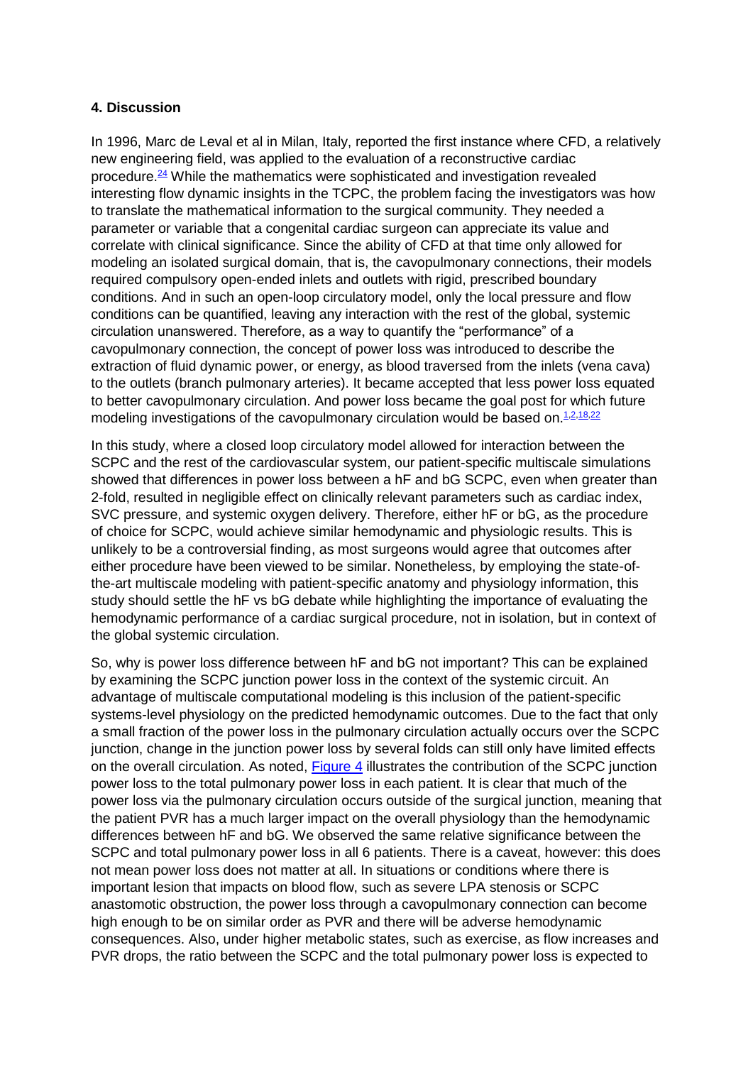## 4. Discussion

In 1996, Marc de Leval et al in Milan, Italy, reported the first instance where CFD, a relatively new engineering field, was applied to the evaluation of a reconstructive cardiac procedure.[24] While the mathematics were sophisticated and investigation revealed interesting flow dynamic insights in the TCPC, the problem facing the investigators was how to translate the mathematical information to the surgical community. They needed a parameter or variable that a congenital cardiac surgeon can appreciate its value and correlate with clinical significance. Since the ability of CFD at that time only allowed for modeling an isolated surgical domain, that is, the cavopulmonary connections, their models required compulsory open-ended inlets and outlets with rigid, prescribed boundary conditions. And in such an open-loop circulatory model, only the local pressure and flow conditions can be quantified, leaving any interaction with the rest of the global, systemic circulation unanswered. Therefore, as a way to quantify the "performance" of a cavopulmonary connection, the concept of power loss was introduced to describe the extraction of fluid dynamic power, or energy, as blood traversed from the inlets (vena cava) to the outlets (branch pulmonary arteries). It became accepted that less power loss equated to better cavopulmonary circulation. And power loss became the goal post for which future modeling investigations of the cavopulmonary circulation would be based on.[1,2,18,22]

In this study, where a closed loop circulatory model allowed for interaction between the SCPC and the rest of the cardiovascular system, our patient-specific multiscale simulations showed that differences in power loss between a hF and bG SCPC, even when greater than 2-fold, resulted in negligible effect on clinically relevant parameters such as cardiac index, SVC pressure, and systemic oxygen delivery. Therefore, either hF or bG, as the procedure of choice for SCPC, would achieve similar hemodynamic and physiologic results. This is unlikely to be a controversial finding, as most surgeons would agree that outcomes after either procedure have been viewed to be similar. Nonetheless, by employing the state-of-the-art multiscale modeling with patient-specific anatomy and physiology information, this study should settle the hF vs bG debate while highlighting the importance of evaluating the hemodynamic performance of a cardiac surgical procedure, not in isolation, but in context of the global systemic circulation.

So, why is power loss difference between hF and bG not important? This can be explained by examining the SCPC junction power loss in the context of the systemic circuit. An advantage of multiscale computational modeling is this inclusion of the patient-specific systems-level physiology on the predicted hemodynamic outcomes. Due to the fact that only a small fraction of the power loss in the pulmonary circulation actually occurs over the SCPC junction, change in the junction power loss by several folds can still only have limited effects on the overall circulation. As noted, Figure 4 illustrates the contribution of the SCPC junction power loss to the total pulmonary power loss in each patient. It is clear that much of the power loss via the pulmonary circulation occurs outside of the surgical junction, meaning that the patient PVR has a much larger impact on the overall physiology than the hemodynamic differences between hF and bG. We observed the same relative significance between the SCPC and total pulmonary power loss in all 6 patients. There is a caveat, however: this does not mean power loss does not matter at all. In situations or conditions where there is important lesion that impacts on blood flow, such as severe LPA stenosis or SCPC anastomotic obstruction, the power loss through a cavopulmonary connection can become high enough to be on similar order as PVR and there will be adverse hemodynamic consequences. Also, under higher metabolic states, such as exercise, as flow increases and PVR drops, the ratio between the SCPC and the total pulmonary power loss is expected to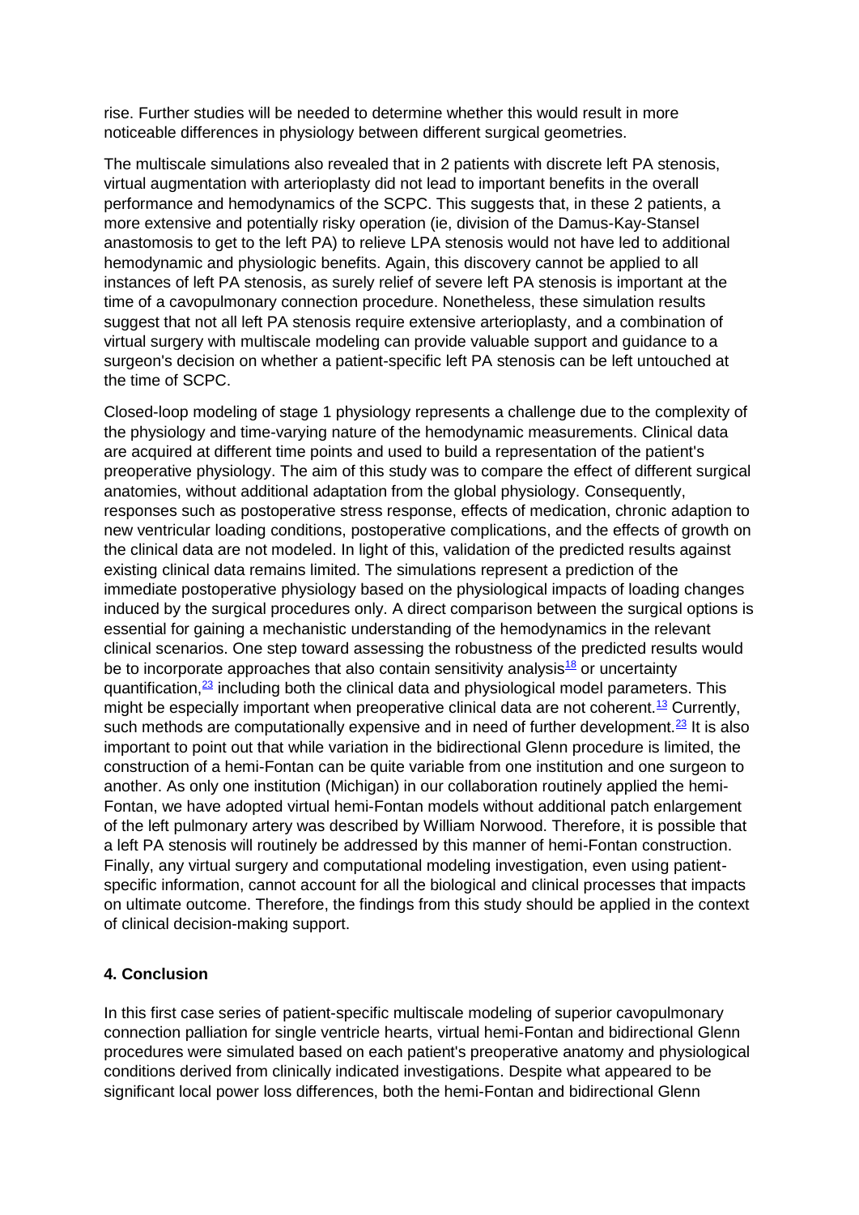rise. Further studies will be needed to determine whether this would result in more noticeable differences in physiology between different surgical geometries.

The multiscale simulations also revealed that in 2 patients with discrete left PA stenosis, virtual augmentation with arterioplasty did not lead to important benefits in the overall performance and hemodynamics of the SCPC. This suggests that, in these 2 patients, a more extensive and potentially risky operation (ie, division of the Damus-Kay-Stansel anastomosis to get to the left PA) to relieve LPA stenosis would not have led to additional hemodynamic and physiologic benefits. Again, this discovery cannot be applied to all instances of left PA stenosis, as surely relief of severe left PA stenosis is important at the time of a cavopulmonary connection procedure. Nonetheless, these simulation results suggest that not all left PA stenosis require extensive arterioplasty, and a combination of virtual surgery with multiscale modeling can provide valuable support and guidance to a surgeon's decision on whether a patient-specific left PA stenosis can be left untouched at the time of SCPC.

Closed-loop modeling of stage 1 physiology represents a challenge due to the complexity of the physiology and time-varying nature of the hemodynamic measurements. Clinical data are acquired at different time points and used to build a representation of the patient's preoperative physiology. The aim of this study was to compare the effect of different surgical anatomies, without additional adaptation from the global physiology. Consequently, responses such as postoperative stress response, effects of medication, chronic adaption to new ventricular loading conditions, postoperative complications, and the effects of growth on the clinical data are not modeled. In light of this, validation of the predicted results against existing clinical data remains limited. The simulations represent a prediction of the immediate postoperative physiology based on the physiological impacts of loading changes induced by the surgical procedures only. A direct comparison between the surgical options is essential for gaining a mechanistic understanding of the hemodynamics in the relevant clinical scenarios. One step toward assessing the robustness of the predicted results would be to incorporate approaches that also contain sensitivity analysis[18] or uncertainty quantification,[23] including both the clinical data and physiological model parameters. This might be especially important when preoperative clinical data are not coherent.[13] Currently, such methods are computationally expensive and in need of further development.[23] It is also important to point out that while variation in the bidirectional Glenn procedure is limited, the construction of a hemi-Fontan can be quite variable from one institution and one surgeon to another. As only one institution (Michigan) in our collaboration routinely applied the hemi-Fontan, we have adopted virtual hemi-Fontan models without additional patch enlargement of the left pulmonary artery was described by William Norwood. Therefore, it is possible that a left PA stenosis will routinely be addressed by this manner of hemi-Fontan construction. Finally, any virtual surgery and computational modeling investigation, even using patient-specific information, cannot account for all the biological and clinical processes that impacts on ultimate outcome. Therefore, the findings from this study should be applied in the context of clinical decision-making support.

## 4. Conclusion

In this first case series of patient-specific multiscale modeling of superior cavopulmonary connection palliation for single ventricle hearts, virtual hemi-Fontan and bidirectional Glenn procedures were simulated based on each patient's preoperative anatomy and physiological conditions derived from clinically indicated investigations. Despite what appeared to be significant local power loss differences, both the hemi-Fontan and bidirectional Glenn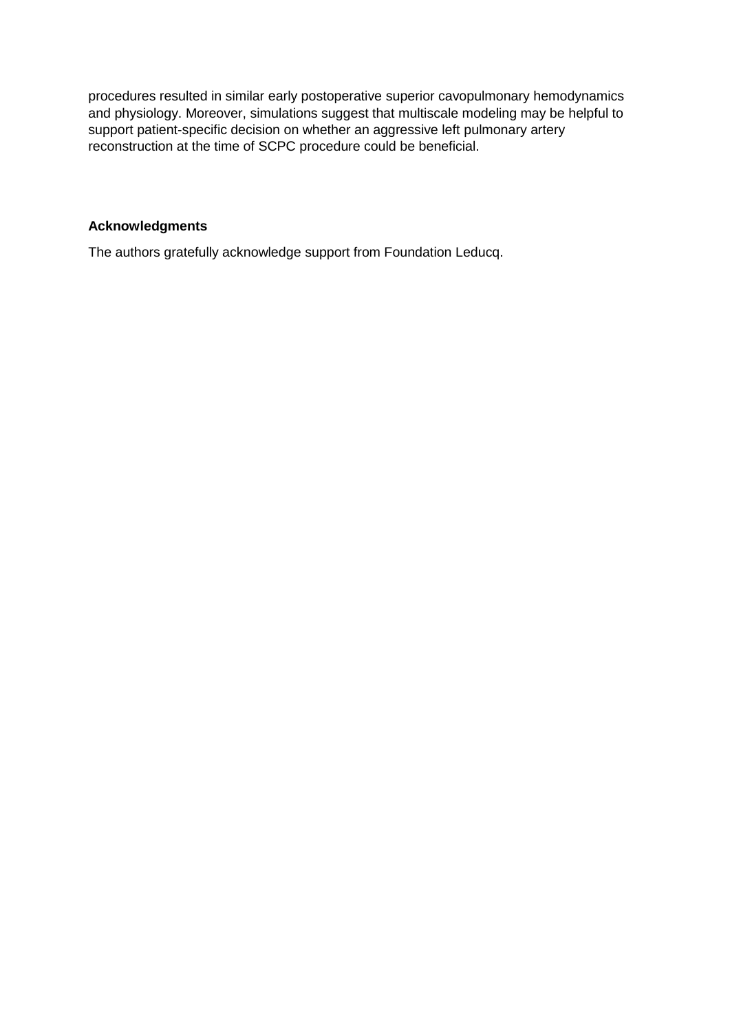procedures resulted in similar early postoperative superior cavopulmonary hemodynamics and physiology. Moreover, simulations suggest that multiscale modeling may be helpful to support patient-specific decision on whether an aggressive left pulmonary artery reconstruction at the time of SCPC procedure could be beneficial.

### Acknowledgments

The authors gratefully acknowledge support from Foundation Leducq.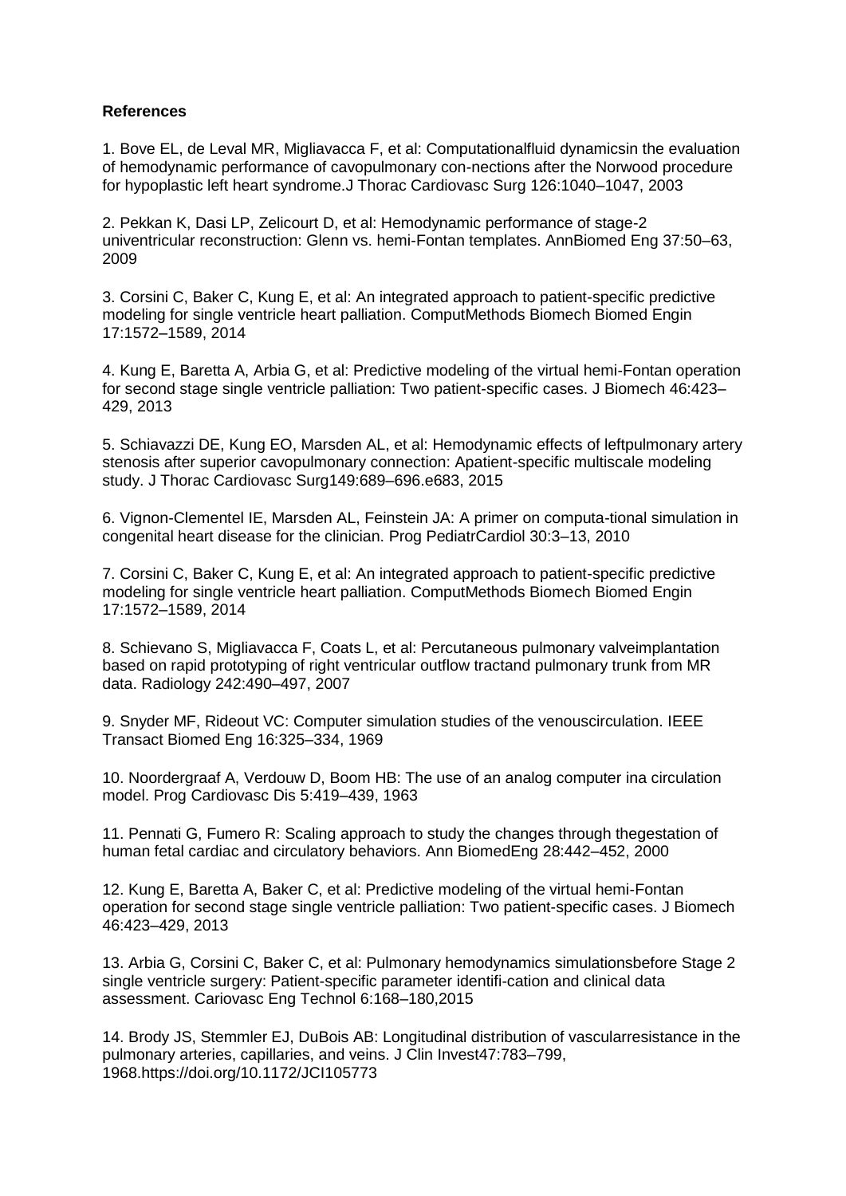**References**

1. Bove EL, de Leval MR, Migliavacca F, et al: Computationalfluid dynamicsin the evaluation of hemodynamic performance of cavopulmonary con-nections after the Norwood procedure for hypoplastic left heart syndrome.J Thorac Cardiovasc Surg 126:1040–1047, 2003

2. Pekkan K, Dasi LP, Zelicourt D, et al: Hemodynamic performance of stage-2 univentricular reconstruction: Glenn vs. hemi-Fontan templates. AnnBiomed Eng 37:50–63, 2009

3. Corsini C, Baker C, Kung E, et al: An integrated approach to patient-specific predictive modeling for single ventricle heart palliation. ComputMethods Biomech Biomed Engin 17:1572–1589, 2014

4. Kung E, Baretta A, Arbia G, et al: Predictive modeling of the virtual hemi-Fontan operation for second stage single ventricle palliation: Two patient-specific cases. J Biomech 46:423–429, 2013

5. Schiavazzi DE, Kung EO, Marsden AL, et al: Hemodynamic effects of leftpulmonary artery stenosis after superior cavopulmonary connection: Apatient-specific multiscale modeling study. J Thorac Cardiovasc Surg149:689–696.e683, 2015

6. Vignon-Clementel IE, Marsden AL, Feinstein JA: A primer on computa-tional simulation in congenital heart disease for the clinician. Prog PediatrCardiol 30:3–13, 2010

7. Corsini C, Baker C, Kung E, et al: An integrated approach to patient-specific predictive modeling for single ventricle heart palliation. ComputMethods Biomech Biomed Engin 17:1572–1589, 2014

8. Schievano S, Migliavacca F, Coats L, et al: Percutaneous pulmonary valveimplantation based on rapid prototyping of right ventricular outflow tractand pulmonary trunk from MR data. Radiology 242:490–497, 2007

9. Snyder MF, Rideout VC: Computer simulation studies of the venouscirculation. IEEE Transact Biomed Eng 16:325–334, 1969

10. Noordergraaf A, Verdouw D, Boom HB: The use of an analog computer ina circulation model. Prog Cardiovasc Dis 5:419–439, 1963

11. Pennati G, Fumero R: Scaling approach to study the changes through thegestation of human fetal cardiac and circulatory behaviors. Ann BiomedEng 28:442–452, 2000

12. Kung E, Baretta A, Baker C, et al: Predictive modeling of the virtual hemi-Fontan operation for second stage single ventricle palliation: Two patient-specific cases. J Biomech 46:423–429, 2013

13. Arbia G, Corsini C, Baker C, et al: Pulmonary hemodynamics simulationsbefore Stage 2 single ventricle surgery: Patient-specific parameter identifi-cation and clinical data assessment. Cariovasc Eng Technol 6:168–180,2015

14. Brody JS, Stemmler EJ, DuBois AB: Longitudinal distribution of vascularresistance in the pulmonary arteries, capillaries, and veins. J Clin Invest47:783–799, 1968.https://doi.org/10.1172/JCI105773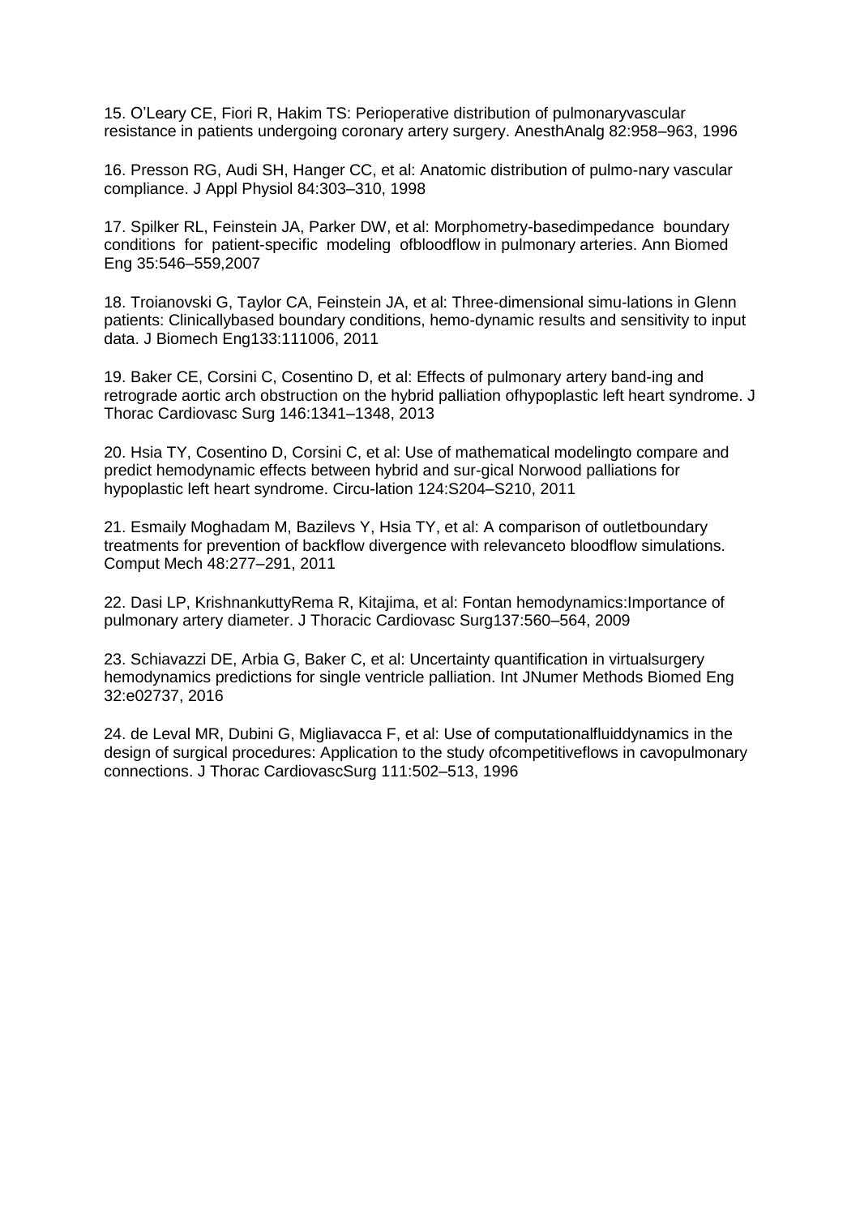15. O'Leary CE, Fiori R, Hakim TS: Perioperative distribution of pulmonaryvascular resistance in patients undergoing coronary artery surgery. AnesthAnalg 82:958–963, 1996

16. Presson RG, Audi SH, Hanger CC, et al: Anatomic distribution of pulmo-nary vascular compliance. J Appl Physiol 84:303–310, 1998

17. Spilker RL, Feinstein JA, Parker DW, et al: Morphometry-basedimpedance boundary conditions for patient-specific modeling ofbloodflow in pulmonary arteries. Ann Biomed Eng 35:546–559,2007

18. Troianovski G, Taylor CA, Feinstein JA, et al: Three-dimensional simu-lations in Glenn patients: Clinicallybased boundary conditions, hemo-dynamic results and sensitivity to input data. J Biomech Eng133:111006, 2011

19. Baker CE, Corsini C, Cosentino D, et al: Effects of pulmonary artery band-ing and retrograde aortic arch obstruction on the hybrid palliation ofhypoplastic left heart syndrome. J Thorac Cardiovasc Surg 146:1341–1348, 2013

20. Hsia TY, Cosentino D, Corsini C, et al: Use of mathematical modelingto compare and predict hemodynamic effects between hybrid and sur-gical Norwood palliations for hypoplastic left heart syndrome. Circu-lation 124:S204–S210, 2011

21. Esmaily Moghadam M, Bazilevs Y, Hsia TY, et al: A comparison of outletboundary treatments for prevention of backflow divergence with relevanceto bloodflow simulations. Comput Mech 48:277–291, 2011

22. Dasi LP, KrishnankuttyRema R, Kitajima, et al: Fontan hemodynamics:Importance of pulmonary artery diameter. J Thoracic Cardiovasc Surg137:560–564, 2009

23. Schiavazzi DE, Arbia G, Baker C, et al: Uncertainty quantification in virtualsurgery hemodynamics predictions for single ventricle palliation. Int JNumer Methods Biomed Eng 32:e02737, 2016

24. de Leval MR, Dubini G, Migliavacca F, et al: Use of computationalfluiddynamics in the design of surgical procedures: Application to the study ofcompetitiveflows in cavopulmonary connections. J Thorac CardiovascSurg 111:502–513, 1996